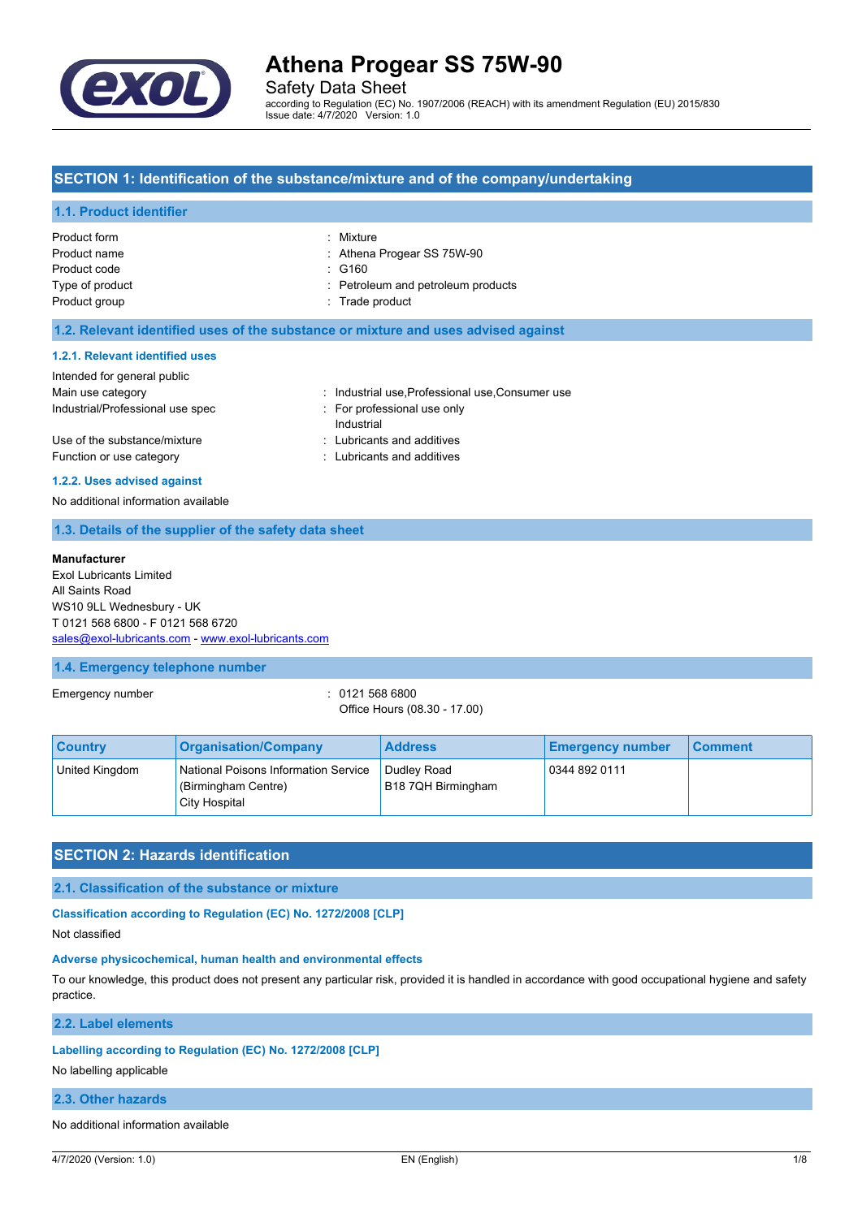# Athena Progear SS 75W-90

Safety Data Sheet

according to Regulation (EC) No. 1907/2006 (REACH) with its amendment Regulation (EU) 2015/830
Issue date: 4/7/2020 Version: 1.0

## SECTION 1: Identification of the substance/mixture and of the company/undertaking

### 1.1. Product identifier

| | |
|---|---|
| Product form | : Mixture |
| Product name | : Athena Progear SS 75W-90 |
| Product code | : G160 |
| Type of product | : Petroleum and petroleum products |
| Product group | : Trade product |

### 1.2. Relevant identified uses of the substance or mixture and uses advised against

#### 1.2.1. Relevant identified uses

Intended for general public

| | |
|---|---|
| Main use category | : Industrial use,Professional use,Consumer use |
| Industrial/Professional use spec | : For professional use only<br>Industrial |
| Use of the substance/mixture | : Lubricants and additives |
| Function or use category | : Lubricants and additives |

#### 1.2.2. Uses advised against

No additional information available

### 1.3. Details of the supplier of the safety data sheet

**Manufacturer**
Exol Lubricants Limited
All Saints Road
WS10 9LL Wednesbury - UK
T 0121 568 6800 - F 0121 568 6720
sales@exol-lubricants.com - www.exol-lubricants.com

### 1.4. Emergency telephone number

Emergency number : 0121 568 6800
Office Hours (08.30 - 17.00)

| Country | Organisation/Company | Address | Emergency number | Comment |
|---|---|---|---|---|
| United Kingdom | National Poisons Information Service (Birmingham Centre) City Hospital | Dudley Road B18 7QH Birmingham | 0344 892 0111 | |

## SECTION 2: Hazards identification

### 2.1. Classification of the substance or mixture

#### Classification according to Regulation (EC) No. 1272/2008 [CLP]

Not classified

#### Adverse physicochemical, human health and environmental effects

To our knowledge, this product does not present any particular risk, provided it is handled in accordance with good occupational hygiene and safety practice.

### 2.2. Label elements

#### Labelling according to Regulation (EC) No. 1272/2008 [CLP]

No labelling applicable

### 2.3. Other hazards

No additional information available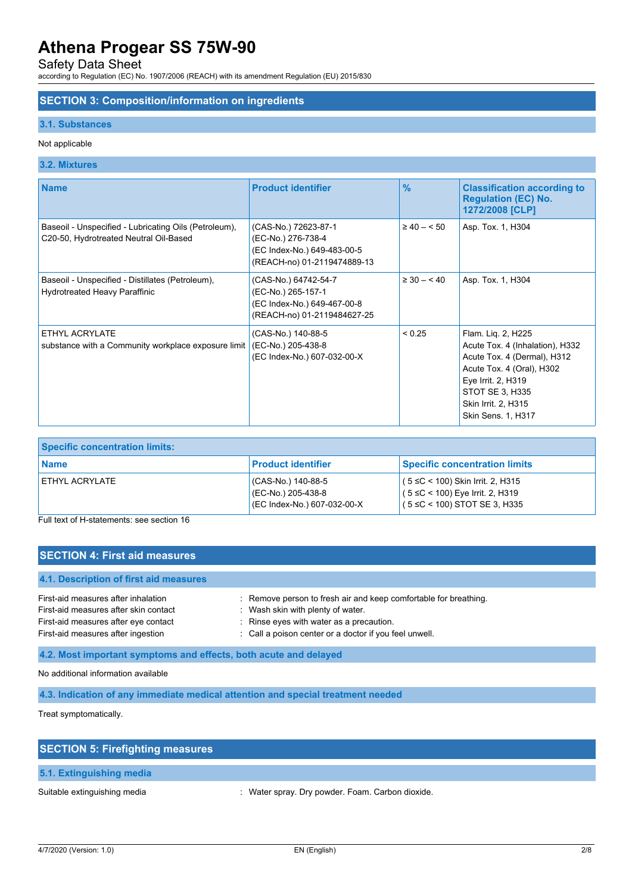## SECTION 3: Composition/information on ingredients

### 3.1. Substances

Not applicable

### 3.2. Mixtures

| Name | Product identifier | % | Classification according to Regulation (EC) No. 1272/2008 [CLP] |
|---|---|---|---|
| Baseoil - Unspecified - Lubricating Oils (Petroleum), C20-50, Hydrotreated Neutral Oil-Based | (CAS-No.) 72623-87-1<br>(EC-No.) 276-738-4<br>(EC Index-No.) 649-483-00-5<br>(REACH-no) 01-2119474889-13 | ≥ 40 – < 50 | Asp. Tox. 1, H304 |
| Baseoil - Unspecified - Distillates (Petroleum), Hydrotreated Heavy Paraffinic | (CAS-No.) 64742-54-7<br>(EC-No.) 265-157-1<br>(EC Index-No.) 649-467-00-8<br>(REACH-no) 01-2119484627-25 | ≥ 30 – < 40 | Asp. Tox. 1, H304 |
| ETHYL ACRYLATE<br>substance with a Community workplace exposure limit | (CAS-No.) 140-88-5<br>(EC-No.) 205-438-8<br>(EC Index-No.) 607-032-00-X | < 0.25 | Flam. Liq. 2, H225<br>Acute Tox. 4 (Inhalation), H332<br>Acute Tox. 4 (Dermal), H312<br>Acute Tox. 4 (Oral), H302<br>Eye Irrit. 2, H319<br>STOT SE 3, H335<br>Skin Irrit. 2, H315<br>Skin Sens. 1, H317 |

| Specific concentration limits: | | |
|---|---|---|
| **Name** | **Product identifier** | **Specific concentration limits** |
| ETHYL ACRYLATE | (CAS-No.) 140-88-5<br>(EC-No.) 205-438-8<br>(EC Index-No.) 607-032-00-X | ( 5 ≤C < 100) Skin Irrit. 2, H315<br>( 5 ≤C < 100) Eye Irrit. 2, H319<br>( 5 ≤C < 100) STOT SE 3, H335 |

Full text of H-statements: see section 16

## SECTION 4: First aid measures

### 4.1. Description of first aid measures

First-aid measures after inhalation : Remove person to fresh air and keep comfortable for breathing.
First-aid measures after skin contact : Wash skin with plenty of water.
First-aid measures after eye contact : Rinse eyes with water as a precaution.
First-aid measures after ingestion : Call a poison center or a doctor if you feel unwell.

### 4.2. Most important symptoms and effects, both acute and delayed

No additional information available

### 4.3. Indication of any immediate medical attention and special treatment needed

Treat symptomatically.

## SECTION 5: Firefighting measures

### 5.1. Extinguishing media

Suitable extinguishing media : Water spray. Dry powder. Foam. Carbon dioxide.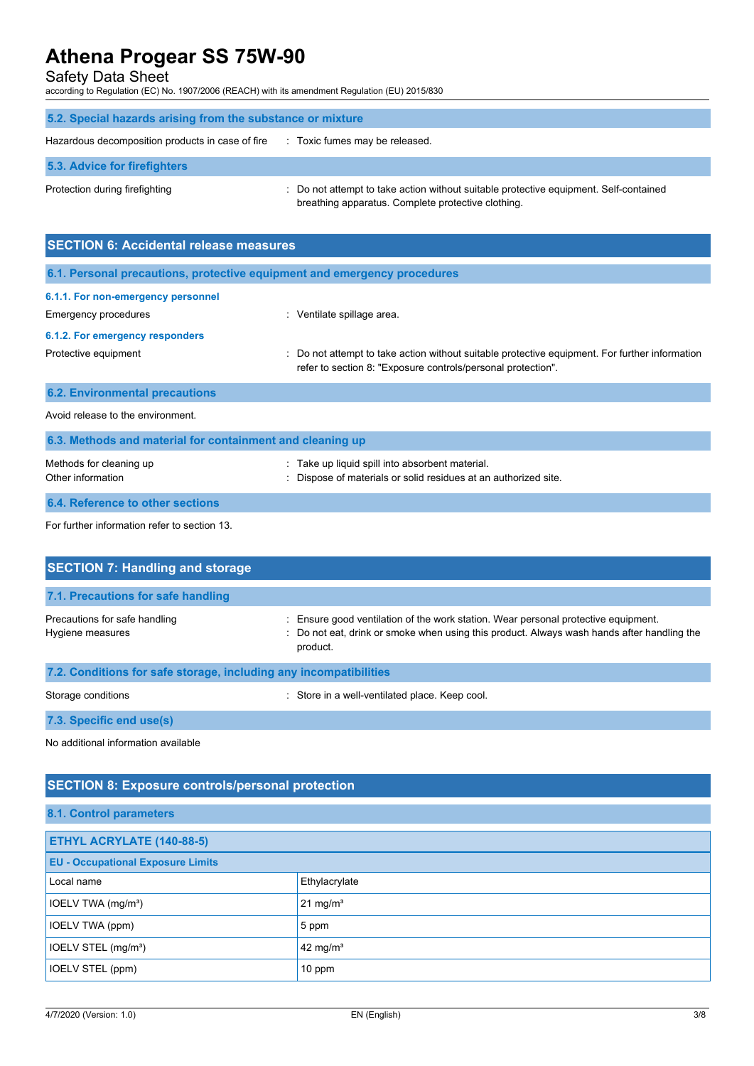### 5.2. Special hazards arising from the substance or mixture

Hazardous decomposition products in case of fire : Toxic fumes may be released.

### 5.3. Advice for firefighters

Protection during firefighting : Do not attempt to take action without suitable protective equipment. Self-contained breathing apparatus. Complete protective clothing.

## SECTION 6: Accidental release measures

### 6.1. Personal precautions, protective equipment and emergency procedures

#### 6.1.1. For non-emergency personnel

Emergency procedures : Ventilate spillage area.

#### 6.1.2. For emergency responders

Protective equipment : Do not attempt to take action without suitable protective equipment. For further information refer to section 8: "Exposure controls/personal protection".

### 6.2. Environmental precautions

Avoid release to the environment.

### 6.3. Methods and material for containment and cleaning up

Methods for cleaning up : Take up liquid spill into absorbent material.

Other information : Dispose of materials or solid residues at an authorized site.

### 6.4. Reference to other sections

For further information refer to section 13.

## SECTION 7: Handling and storage

### 7.1. Precautions for safe handling

Precautions for safe handling : Ensure good ventilation of the work station. Wear personal protective equipment.

Hygiene measures : Do not eat, drink or smoke when using this product. Always wash hands after handling the product.

### 7.2. Conditions for safe storage, including any incompatibilities

Storage conditions : Store in a well-ventilated place. Keep cool.

### 7.3. Specific end use(s)

No additional information available

## SECTION 8: Exposure controls/personal protection

### 8.1. Control parameters

| ETHYL ACRYLATE (140-88-5) | |
|---|---|
| **EU - Occupational Exposure Limits** | |
| Local name | Ethylacrylate |
| IOELV TWA (mg/m³) | 21 mg/m³ |
| IOELV TWA (ppm) | 5 ppm |
| IOELV STEL (mg/m³) | 42 mg/m³ |
| IOELV STEL (ppm) | 10 ppm |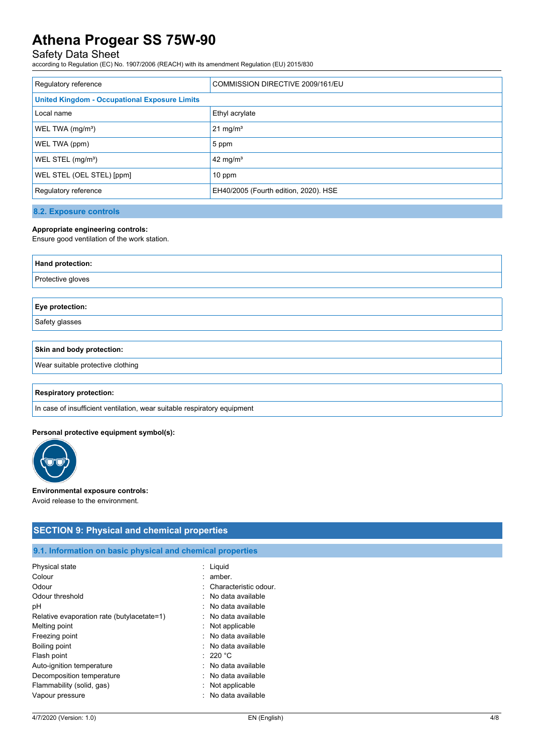| Regulatory reference | COMMISSION DIRECTIVE 2009/161/EU |
|---|---|
| **United Kingdom - Occupational Exposure Limits** | |
| Local name | Ethyl acrylate |
| WEL TWA (mg/m³) | 21 mg/m³ |
| WEL TWA (ppm) | 5 ppm |
| WEL STEL (mg/m³) | 42 mg/m³ |
| WEL STEL (OEL STEL) [ppm] | 10 ppm |
| Regulatory reference | EH40/2005 (Fourth edition, 2020). HSE |

### 8.2. Exposure controls

**Appropriate engineering controls:**
Ensure good ventilation of the work station.

| Hand protection: |
|---|
| Protective gloves |

| Eye protection: |
|---|
| Safety glasses |

| Skin and body protection: |
|---|
| Wear suitable protective clothing |

| Respiratory protection: |
|---|
| In case of insufficient ventilation, wear suitable respiratory equipment |

**Personal protective equipment symbol(s):**

**Environmental exposure controls:**
Avoid release to the environment.

## SECTION 9: Physical and chemical properties

### 9.1. Information on basic physical and chemical properties

| | |
|---|---|
| Physical state | : Liquid |
| Colour | : amber. |
| Odour | : Characteristic odour. |
| Odour threshold | : No data available |
| pH | : No data available |
| Relative evaporation rate (butylacetate=1) | : No data available |
| Melting point | : Not applicable |
| Freezing point | : No data available |
| Boiling point | : No data available |
| Flash point | : 220 °C |
| Auto-ignition temperature | : No data available |
| Decomposition temperature | : No data available |
| Flammability (solid, gas) | : Not applicable |
| Vapour pressure | : No data available |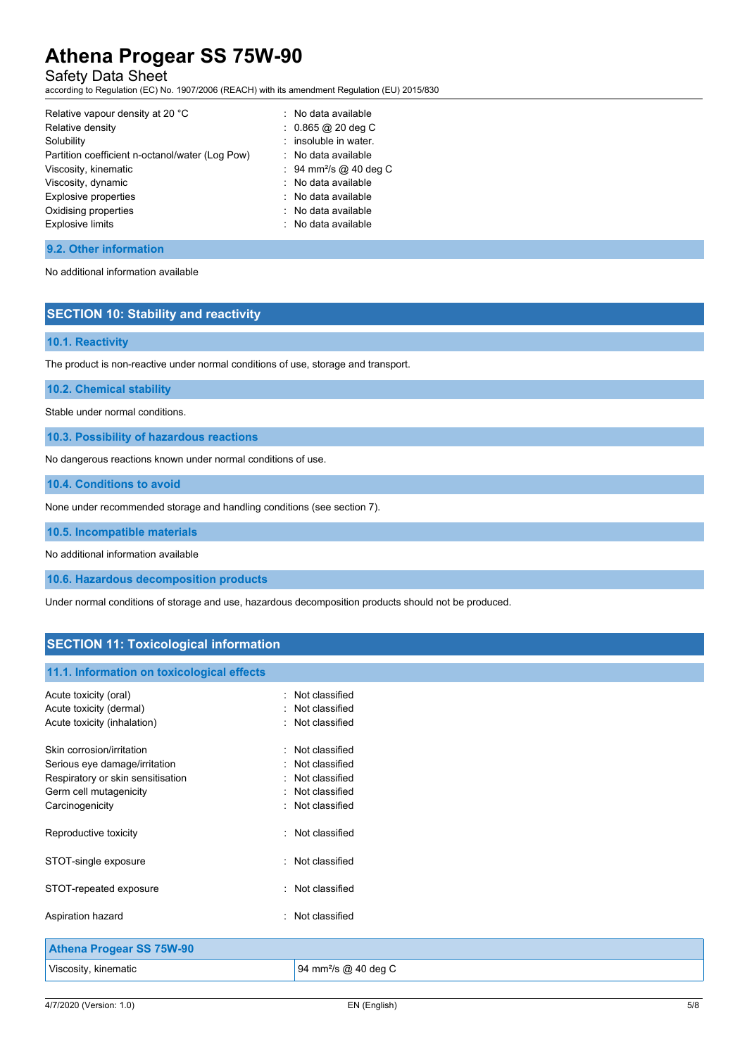| | |
|---|---|
| Relative vapour density at 20 °C | : No data available |
| Relative density | : 0.865 @ 20 deg C |
| Solubility | : insoluble in water. |
| Partition coefficient n-octanol/water (Log Pow) | : No data available |
| Viscosity, kinematic | : 94 mm²/s @ 40 deg C |
| Viscosity, dynamic | : No data available |
| Explosive properties | : No data available |
| Oxidising properties | : No data available |
| Explosive limits | : No data available |

### 9.2. Other information

No additional information available

## SECTION 10: Stability and reactivity

### 10.1. Reactivity

The product is non-reactive under normal conditions of use, storage and transport.

### 10.2. Chemical stability

Stable under normal conditions.

### 10.3. Possibility of hazardous reactions

No dangerous reactions known under normal conditions of use.

### 10.4. Conditions to avoid

None under recommended storage and handling conditions (see section 7).

### 10.5. Incompatible materials

No additional information available

### 10.6. Hazardous decomposition products

Under normal conditions of storage and use, hazardous decomposition products should not be produced.

## SECTION 11: Toxicological information

### 11.1. Information on toxicological effects

| | |
|---|---|
| Acute toxicity (oral) | : Not classified |
| Acute toxicity (dermal) | : Not classified |
| Acute toxicity (inhalation) | : Not classified |
| Skin corrosion/irritation | : Not classified |
| Serious eye damage/irritation | : Not classified |
| Respiratory or skin sensitisation | : Not classified |
| Germ cell mutagenicity | : Not classified |
| Carcinogenicity | : Not classified |
| Reproductive toxicity | : Not classified |
| STOT-single exposure | : Not classified |
| STOT-repeated exposure | : Not classified |
| Aspiration hazard | : Not classified |

| Athena Progear SS 75W-90 | |
|---|---|
| Viscosity, kinematic | 94 mm²/s @ 40 deg C |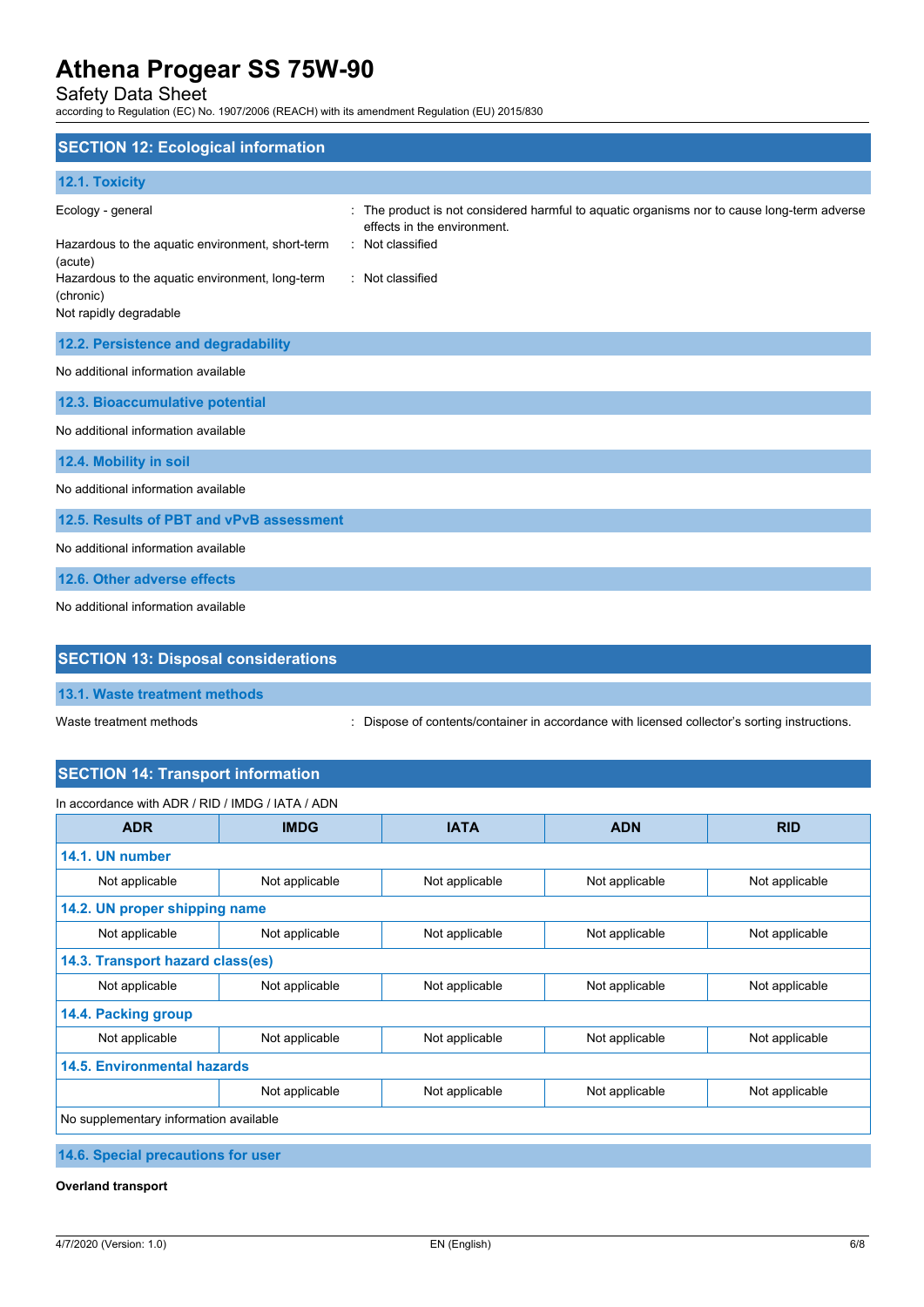## SECTION 12: Ecological information

### 12.1. Toxicity

| | |
|---|---|
| Ecology - general | : The product is not considered harmful to aquatic organisms nor to cause long-term adverse effects in the environment. |
| Hazardous to the aquatic environment, short-term (acute) | : Not classified |
| Hazardous to the aquatic environment, long-term (chronic) | : Not classified |

Not rapidly degradable

### 12.2. Persistence and degradability

No additional information available

### 12.3. Bioaccumulative potential

No additional information available

### 12.4. Mobility in soil

No additional information available

### 12.5. Results of PBT and vPvB assessment

No additional information available

### 12.6. Other adverse effects

No additional information available

## SECTION 13: Disposal considerations

### 13.1. Waste treatment methods

| | |
|---|---|
| Waste treatment methods | : Dispose of contents/container in accordance with licensed collector's sorting instructions. |

## SECTION 14: Transport information

In accordance with ADR / RID / IMDG / IATA / ADN

| ADR | IMDG | IATA | ADN | RID |
|---|---|---|---|---|
| **14.1. UN number** | | | | |
| Not applicable | Not applicable | Not applicable | Not applicable | Not applicable |
| **14.2. UN proper shipping name** | | | | |
| Not applicable | Not applicable | Not applicable | Not applicable | Not applicable |
| **14.3. Transport hazard class(es)** | | | | |
| Not applicable | Not applicable | Not applicable | Not applicable | Not applicable |
| **14.4. Packing group** | | | | |
| Not applicable | Not applicable | Not applicable | Not applicable | Not applicable |
| **14.5. Environmental hazards** | | | | |
| | Not applicable | Not applicable | Not applicable | Not applicable |
| No supplementary information available | | | | |

### 14.6. Special precautions for user

**Overland transport**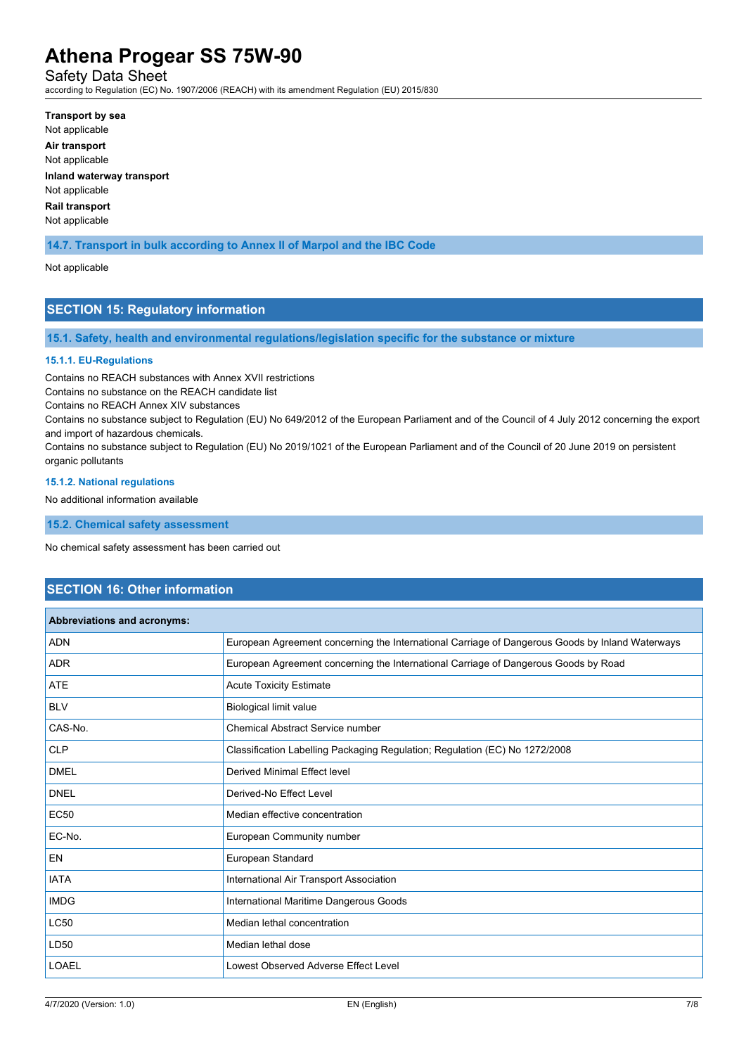**Transport by sea**

Not applicable

**Air transport**

Not applicable

**Inland waterway transport**

Not applicable

**Rail transport**

Not applicable

### 14.7. Transport in bulk according to Annex II of Marpol and the IBC Code

Not applicable

## SECTION 15: Regulatory information

### 15.1. Safety, health and environmental regulations/legislation specific for the substance or mixture

#### 15.1.1. EU-Regulations

Contains no REACH substances with Annex XVII restrictions

Contains no substance on the REACH candidate list

Contains no REACH Annex XIV substances

Contains no substance subject to Regulation (EU) No 649/2012 of the European Parliament and of the Council of 4 July 2012 concerning the export and import of hazardous chemicals.

Contains no substance subject to Regulation (EU) No 2019/1021 of the European Parliament and of the Council of 20 June 2019 on persistent organic pollutants

#### 15.1.2. National regulations

No additional information available

### 15.2. Chemical safety assessment

No chemical safety assessment has been carried out

## SECTION 16: Other information

| Abbreviations and acronyms: | |
|---|---|
| ADN | European Agreement concerning the International Carriage of Dangerous Goods by Inland Waterways |
| ADR | European Agreement concerning the International Carriage of Dangerous Goods by Road |
| ATE | Acute Toxicity Estimate |
| BLV | Biological limit value |
| CAS-No. | Chemical Abstract Service number |
| CLP | Classification Labelling Packaging Regulation; Regulation (EC) No 1272/2008 |
| DMEL | Derived Minimal Effect level |
| DNEL | Derived-No Effect Level |
| EC50 | Median effective concentration |
| EC-No. | European Community number |
| EN | European Standard |
| IATA | International Air Transport Association |
| IMDG | International Maritime Dangerous Goods |
| LC50 | Median lethal concentration |
| LD50 | Median lethal dose |
| LOAEL | Lowest Observed Adverse Effect Level |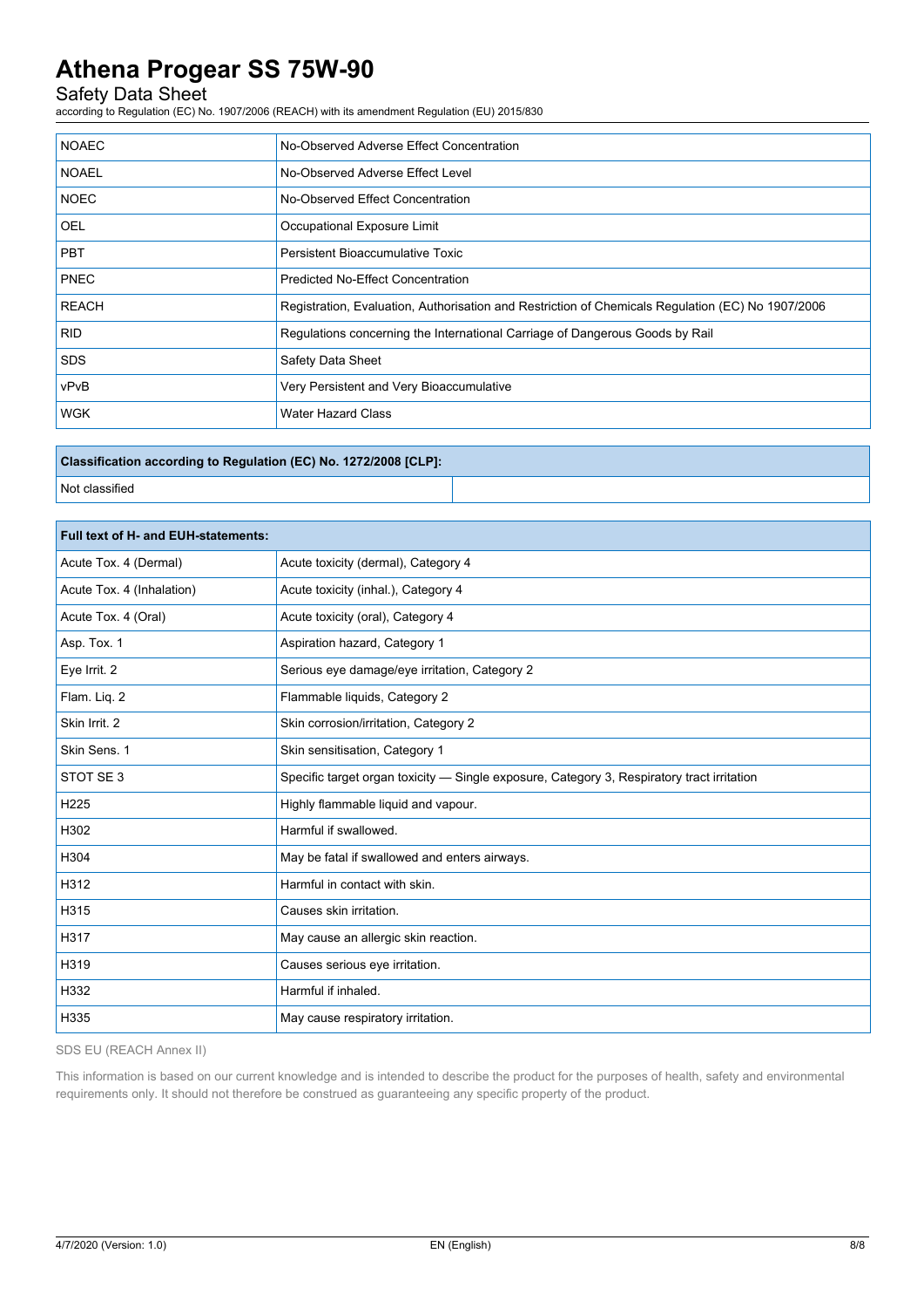| | |
|---|---|
| NOAEC | No-Observed Adverse Effect Concentration |
| NOAEL | No-Observed Adverse Effect Level |
| NOEC | No-Observed Effect Concentration |
| OEL | Occupational Exposure Limit |
| PBT | Persistent Bioaccumulative Toxic |
| PNEC | Predicted No-Effect Concentration |
| REACH | Registration, Evaluation, Authorisation and Restriction of Chemicals Regulation (EC) No 1907/2006 |
| RID | Regulations concerning the International Carriage of Dangerous Goods by Rail |
| SDS | Safety Data Sheet |
| vPvB | Very Persistent and Very Bioaccumulative |
| WGK | Water Hazard Class |

| Classification according to Regulation (EC) No. 1272/2008 [CLP]: | |
|---|---|
| Not classified | |

| Full text of H- and EUH-statements: | |
|---|---|
| Acute Tox. 4 (Dermal) | Acute toxicity (dermal), Category 4 |
| Acute Tox. 4 (Inhalation) | Acute toxicity (inhal.), Category 4 |
| Acute Tox. 4 (Oral) | Acute toxicity (oral), Category 4 |
| Asp. Tox. 1 | Aspiration hazard, Category 1 |
| Eye Irrit. 2 | Serious eye damage/eye irritation, Category 2 |
| Flam. Liq. 2 | Flammable liquids, Category 2 |
| Skin Irrit. 2 | Skin corrosion/irritation, Category 2 |
| Skin Sens. 1 | Skin sensitisation, Category 1 |
| STOT SE 3 | Specific target organ toxicity — Single exposure, Category 3, Respiratory tract irritation |
| H225 | Highly flammable liquid and vapour. |
| H302 | Harmful if swallowed. |
| H304 | May be fatal if swallowed and enters airways. |
| H312 | Harmful in contact with skin. |
| H315 | Causes skin irritation. |
| H317 | May cause an allergic skin reaction. |
| H319 | Causes serious eye irritation. |
| H332 | Harmful if inhaled. |
| H335 | May cause respiratory irritation. |

SDS EU (REACH Annex II)

This information is based on our current knowledge and is intended to describe the product for the purposes of health, safety and environmental requirements only. It should not therefore be construed as guaranteeing any specific property of the product.